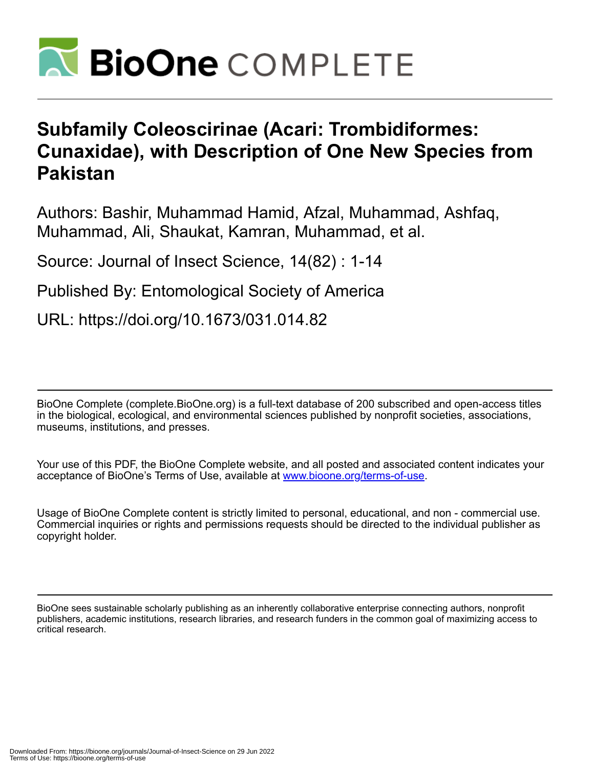# Subfamily Coleoscirinae (Acari: Trombidiformes: Cunaxidae), with Description of One New Species from Pakistan

Authors: Bashir, Muhammad Hamid, Afzal, Muhammad, Ashfaq, Muhammad, Ali, Shaukat, Kamran, Muhammad, et al.

Source: Journal of Insect Science, 14(82) : 1-14

Published By: Entomological Society of America

URL: https://doi.org/10.1673/031.014.82

---

BioOne Complete (complete.BioOne.org) is a full-text database of 200 subscribed and open-access titles in the biological, ecological, and environmental sciences published by nonprofit societies, associations, museums, institutions, and presses.

Your use of this PDF, the BioOne Complete website, and all posted and associated content indicates your acceptance of BioOne's Terms of Use, available at www.bioone.org/terms-of-use.

Usage of BioOne Complete content is strictly limited to personal, educational, and non - commercial use. Commercial inquiries or rights and permissions requests should be directed to the individual publisher as copyright holder.

---

BioOne sees sustainable scholarly publishing as an inherently collaborative enterprise connecting authors, nonprofit publishers, academic institutions, research libraries, and research funders in the common goal of maximizing access to critical research.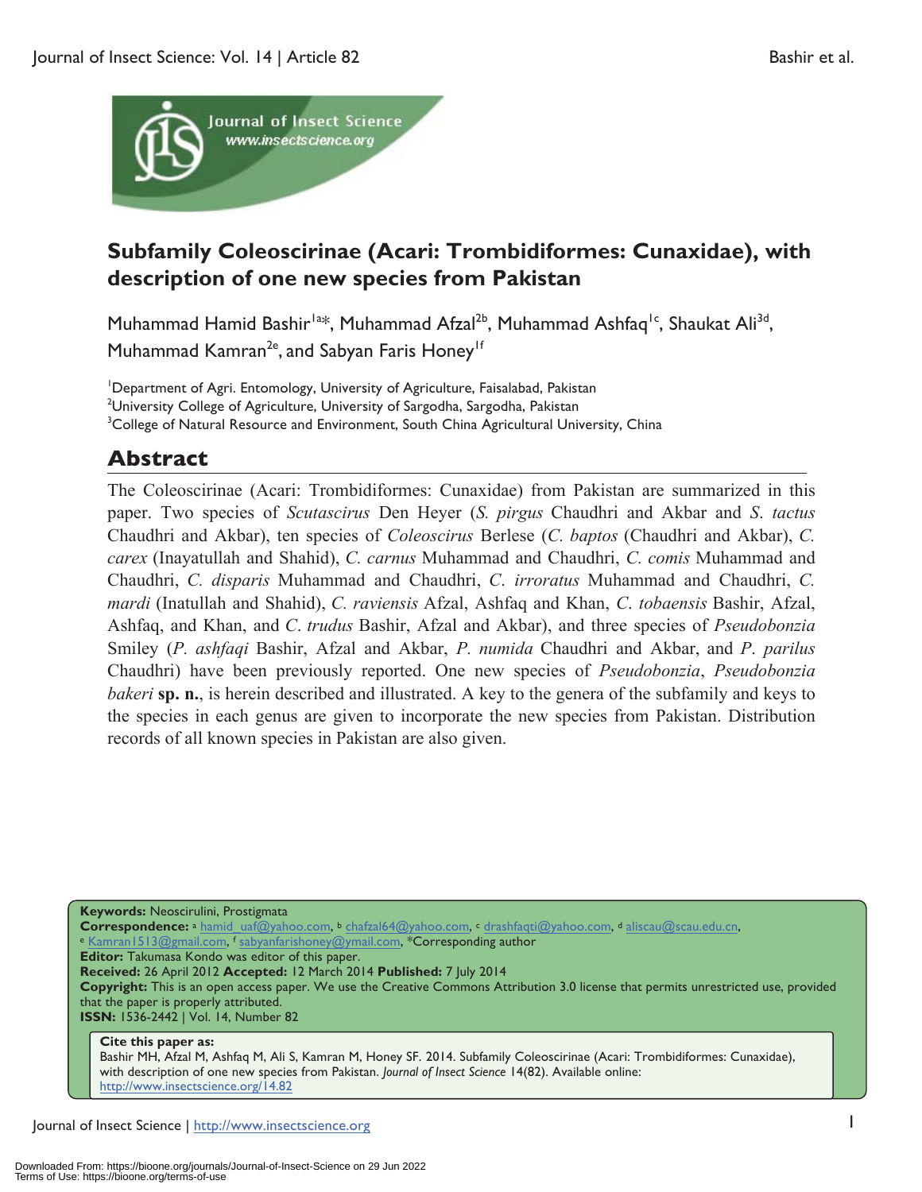# Subfamily Coleoscirinae (Acari: Trombidiformes: Cunaxidae), with description of one new species from Pakistan

Muhammad Hamid Bashir[1a*], Muhammad Afzal[2b], Muhammad Ashfaq[1c], Shaukat Ali[3d], Muhammad Kamran[2e], and Sabyan Faris Honey[1f]

[1]Department of Agri. Entomology, University of Agriculture, Faisalabad, Pakistan
[2]University College of Agriculture, University of Sargodha, Sargodha, Pakistan
[3]College of Natural Resource and Environment, South China Agricultural University, China

## Abstract

The Coleoscirinae (Acari: Trombidiformes: Cunaxidae) from Pakistan are summarized in this paper. Two species of *Scutascirus* Den Heyer (*S. pirgus* Chaudhri and Akbar and *S. tactus* Chaudhri and Akbar), ten species of *Coleoscirus* Berlese (*C. baptos* (Chaudhri and Akbar), *C. carex* (Inayatullah and Shahid), *C. carnus* Muhammad and Chaudhri, *C. comis* Muhammad and Chaudhri, *C. disparis* Muhammad and Chaudhri, *C. irroratus* Muhammad and Chaudhri, *C. mardi* (Inatullah and Shahid), *C. raviensis* Afzal, Ashfaq and Khan, *C. tobaensis* Bashir, Afzal, Ashfaq, and Khan, and *C. trudus* Bashir, Afzal and Akbar), and three species of *Pseudobonzia* Smiley (*P. ashfaqi* Bashir, Afzal and Akbar, *P. numida* Chaudhri and Akbar, and *P. parilus* Chaudhri) have been previously reported. One new species of *Pseudobonzia*, *Pseudobonzia bakeri* **sp. n.**, is herein described and illustrated. A key to the genera of the subfamily and keys to the species in each genus are given to incorporate the new species from Pakistan. Distribution records of all known species in Pakistan are also given.

**Keywords:** Neoscirulini, Prostigmata
**Correspondence:** [a] hamid_uaf@yahoo.com, [b] chafzal64@yahoo.com, [c] drashfaqti@yahoo.com, [d] aliscau@scau.edu.cn, [e] Kamran1513@gmail.com, [f] sabyanfarishoney@ymail.com, *Corresponding author
**Editor:** Takumasa Kondo was editor of this paper.
**Received:** 26 April 2012 **Accepted:** 12 March 2014 **Published:** 7 July 2014
**Copyright:** This is an open access paper. We use the Creative Commons Attribution 3.0 license that permits unrestricted use, provided that the paper is properly attributed.
**ISSN:** 1536-2442 | Vol. 14, Number 82

**Cite this paper as:**
Bashir MH, Afzal M, Ashfaq M, Ali S, Kamran M, Honey SF. 2014. Subfamily Coleoscirinae (Acari: Trombidiformes: Cunaxidae), with description of one new species from Pakistan. *Journal of Insect Science* 14(82). Available online: http://www.insectscience.org/14.82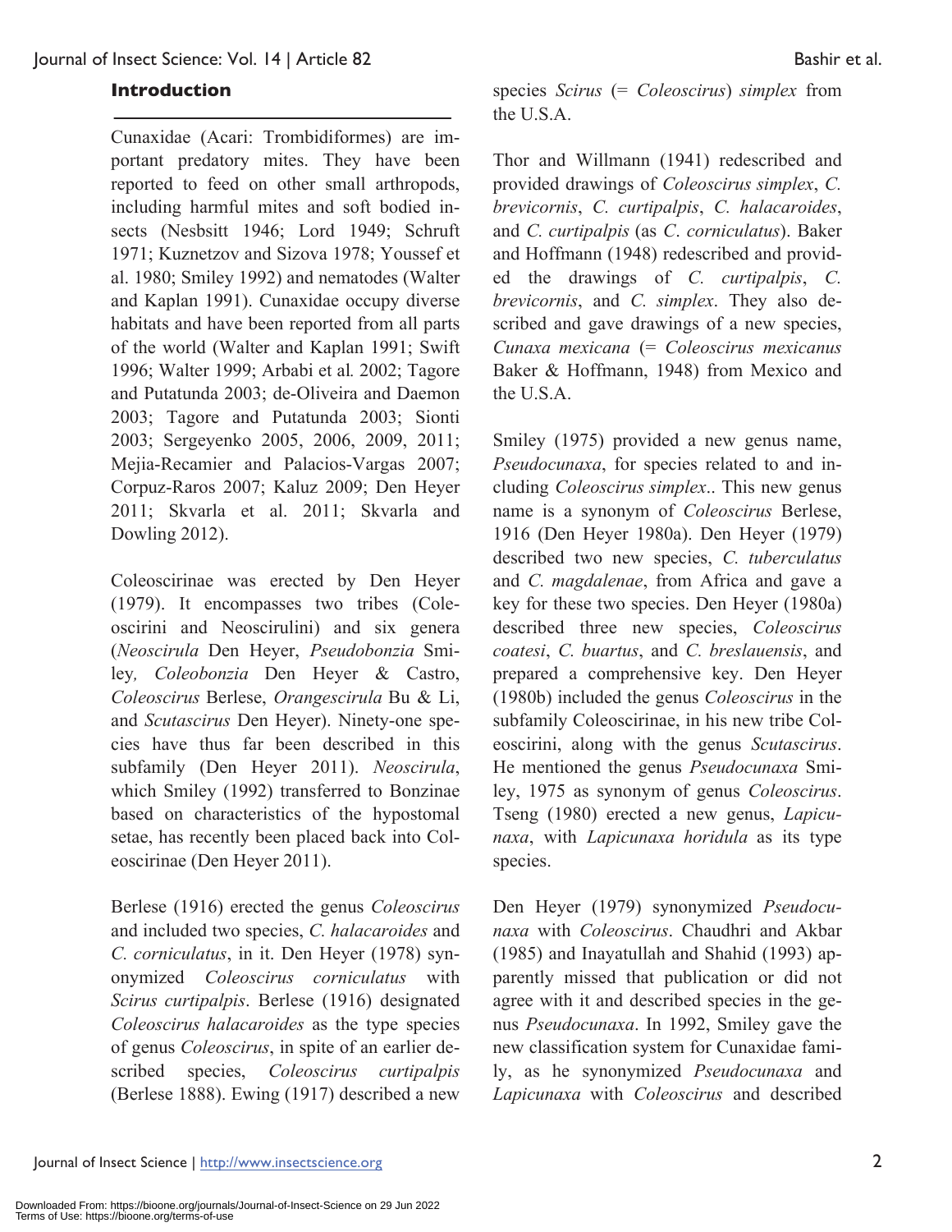## Introduction

Cunaxidae (Acari: Trombidiformes) are important predatory mites. They have been reported to feed on other small arthropods, including harmful mites and soft bodied insects (Nesbsitt 1946; Lord 1949; Schruft 1971; Kuznetzov and Sizova 1978; Youssef et al. 1980; Smiley 1992) and nematodes (Walter and Kaplan 1991). Cunaxidae occupy diverse habitats and have been reported from all parts of the world (Walter and Kaplan 1991; Swift 1996; Walter 1999; Arbabi et al*.* 2002; Tagore and Putatunda 2003; de-Oliveira and Daemon 2003; Tagore and Putatunda 2003; Sionti 2003; Sergeyenko 2005, 2006, 2009, 2011; Mejia-Recamier and Palacios-Vargas 2007; Corpuz-Raros 2007; Kaluz 2009; Den Heyer 2011; Skvarla et al. 2011; Skvarla and Dowling 2012).

Coleoscirinae was erected by Den Heyer (1979). It encompasses two tribes (Coleoscirini and Neoscirulini) and six genera (*Neoscirula* Den Heyer, *Pseudobonzia* Smiley*, Coleobonzia* Den Heyer & Castro, *Coleoscirus* Berlese, *Orangescirula* Bu & Li, and *Scutascirus* Den Heyer). Ninety-one species have thus far been described in this subfamily (Den Heyer 2011). *Neoscirula*, which Smiley (1992) transferred to Bonzinae based on characteristics of the hypostomal setae, has recently been placed back into Coleoscirinae (Den Heyer 2011).

Berlese (1916) erected the genus *Coleoscirus* and included two species, *C. halacaroides* and *C. corniculatus*, in it. Den Heyer (1978) synonymized *Coleoscirus corniculatus* with *Scirus curtipalpis*. Berlese (1916) designated *Coleoscirus halacaroides* as the type species of genus *Coleoscirus*, in spite of an earlier described species, *Coleoscirus curtipalpis* (Berlese 1888). Ewing (1917) described a new species *Scirus* (= *Coleoscirus*) *simplex* from the U.S.A.

Thor and Willmann (1941) redescribed and provided drawings of *Coleoscirus simplex*, *C. brevicornis*, *C. curtipalpis*, *C. halacaroides*, and *C. curtipalpis* (as *C*. *corniculatus*). Baker and Hoffmann (1948) redescribed and provided the drawings of *C. curtipalpis*, *C. brevicornis*, and *C. simplex*. They also described and gave drawings of a new species, *Cunaxa mexicana* (= *Coleoscirus mexicanus* Baker & Hoffmann, 1948) from Mexico and the U.S.A.

Smiley (1975) provided a new genus name, *Pseudocunaxa*, for species related to and including *Coleoscirus simplex*.. This new genus name is a synonym of *Coleoscirus* Berlese, 1916 (Den Heyer 1980a). Den Heyer (1979) described two new species, *C. tuberculatus* and *C. magdalenae*, from Africa and gave a key for these two species. Den Heyer (1980a) described three new species, *Coleoscirus coatesi*, *C. buartus*, and *C. breslauensis*, and prepared a comprehensive key. Den Heyer (1980b) included the genus *Coleoscirus* in the subfamily Coleoscirinae, in his new tribe Coleoscirini, along with the genus *Scutascirus*. He mentioned the genus *Pseudocunaxa* Smiley, 1975 as synonym of genus *Coleoscirus*. Tseng (1980) erected a new genus, *Lapicunaxa*, with *Lapicunaxa horidula* as its type species.

Den Heyer (1979) synonymized *Pseudocunaxa* with *Coleoscirus*. Chaudhri and Akbar (1985) and Inayatullah and Shahid (1993) apparently missed that publication or did not agree with it and described species in the genus *Pseudocunaxa*. In 1992, Smiley gave the new classification system for Cunaxidae family, as he synonymized *Pseudocunaxa* and *Lapicunaxa* with *Coleoscirus* and described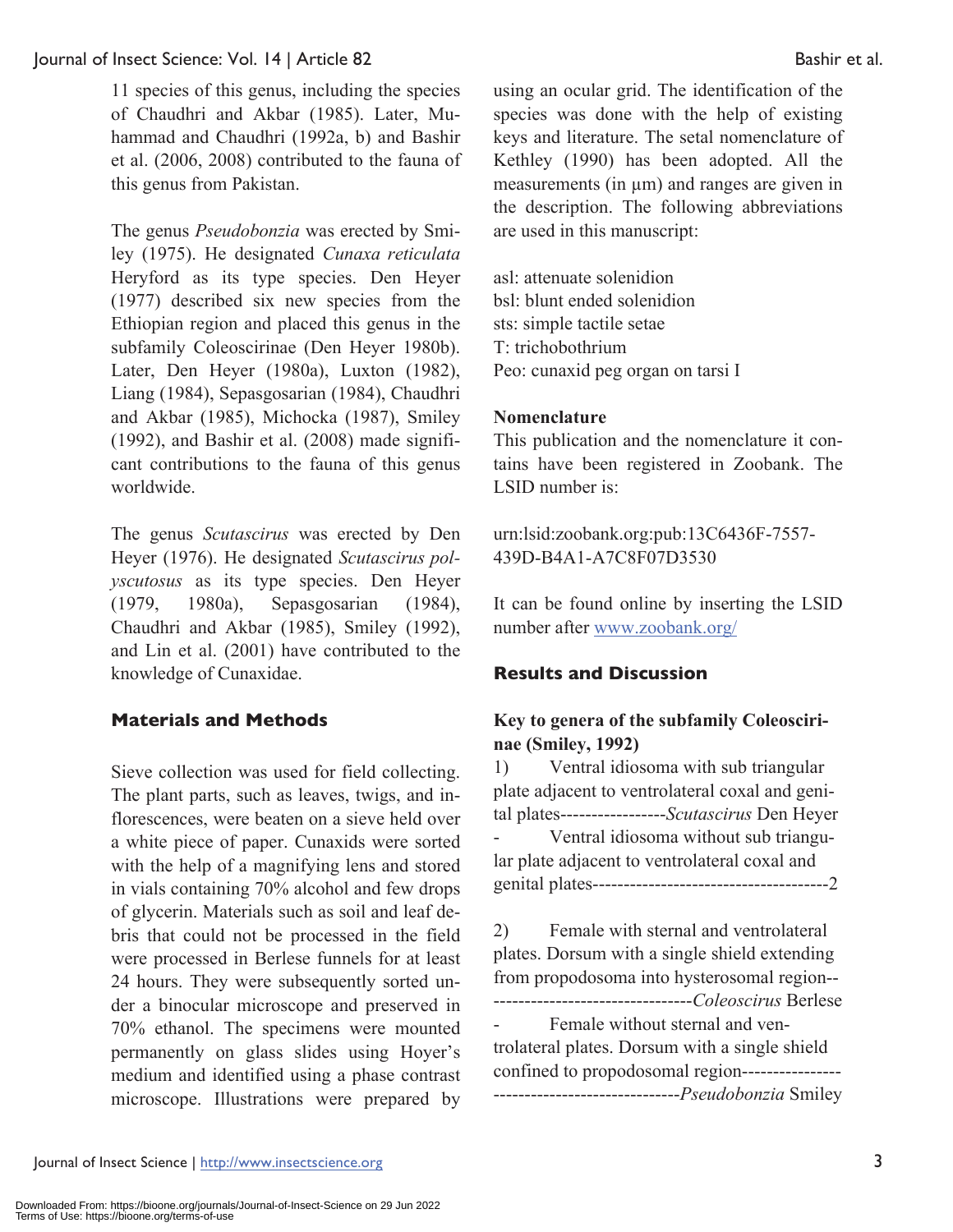11 species of this genus, including the species of Chaudhri and Akbar (1985). Later, Muhammad and Chaudhri (1992a, b) and Bashir et al. (2006, 2008) contributed to the fauna of this genus from Pakistan.

The genus *Pseudobonzia* was erected by Smiley (1975). He designated *Cunaxa reticulata* Heryford as its type species. Den Heyer (1977) described six new species from the Ethiopian region and placed this genus in the subfamily Coleoscirinae (Den Heyer 1980b). Later, Den Heyer (1980a), Luxton (1982), Liang (1984), Sepasgosarian (1984), Chaudhri and Akbar (1985), Michocka (1987), Smiley (1992), and Bashir et al. (2008) made significant contributions to the fauna of this genus worldwide.

The genus *Scutascirus* was erected by Den Heyer (1976). He designated *Scutascirus polyscutosus* as its type species. Den Heyer (1979, 1980a), Sepasgosarian (1984), Chaudhri and Akbar (1985), Smiley (1992), and Lin et al. (2001) have contributed to the knowledge of Cunaxidae.

## Materials and Methods

Sieve collection was used for field collecting. The plant parts, such as leaves, twigs, and inflorescences, were beaten on a sieve held over a white piece of paper. Cunaxids were sorted with the help of a magnifying lens and stored in vials containing 70% alcohol and few drops of glycerin. Materials such as soil and leaf debris that could not be processed in the field were processed in Berlese funnels for at least 24 hours. They were subsequently sorted under a binocular microscope and preserved in 70% ethanol. The specimens were mounted permanently on glass slides using Hoyer's medium and identified using a phase contrast microscope. Illustrations were prepared by using an ocular grid. The identification of the species was done with the help of existing keys and literature. The setal nomenclature of Kethley (1990) has been adopted. All the measurements (in µm) and ranges are given in the description. The following abbreviations are used in this manuscript:

asl: attenuate solenidion
bsl: blunt ended solenidion
sts: simple tactile setae
T: trichobothrium
Peo: cunaxid peg organ on tarsi I

### Nomenclature

This publication and the nomenclature it contains have been registered in Zoobank. The LSID number is:

urn:lsid:zoobank.org:pub:13C6436F-7557-439D-B4A1-A7C8F07D3530

It can be found online by inserting the LSID number after www.zoobank.org/

## Results and Discussion

### Key to genera of the subfamily Coleoscirinae (Smiley, 1992)

1) Ventral idiosoma with sub triangular plate adjacent to ventrolateral coxal and genital plates-----------------*Scutascirus* Den Heyer
- Ventral idiosoma without sub triangular plate adjacent to ventrolateral coxal and genital plates--------------------------------------2

2) Female with sternal and ventrolateral plates. Dorsum with a single shield extending from propodosoma into hysterosomal region---------------------------------*Coleoscirus* Berlese
- Female without sternal and ventrolateral plates. Dorsum with a single shield confined to propodosomal region----------------------------------------------*Pseudobonzia* Smiley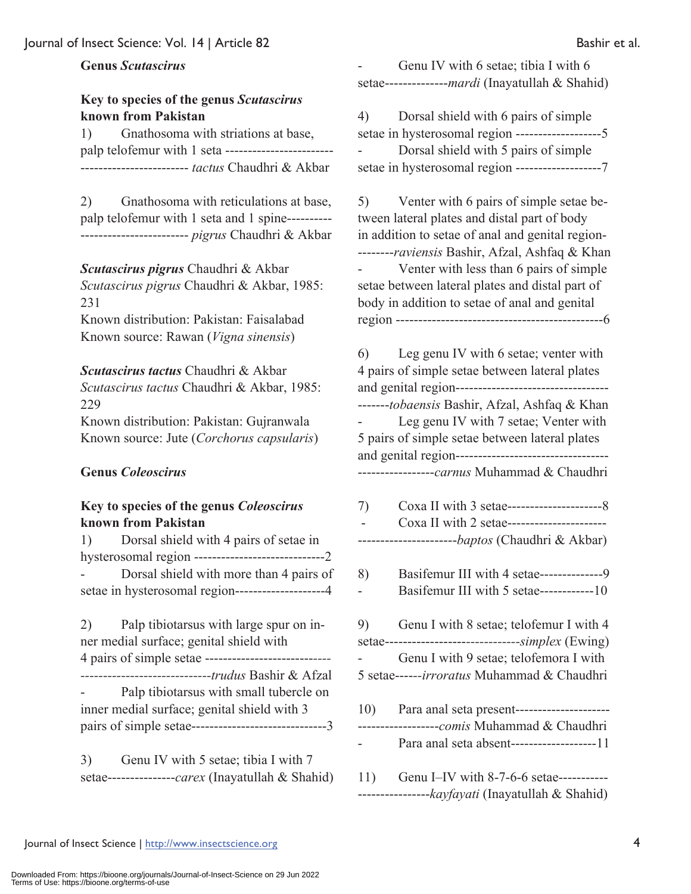**Genus *Scutascirus***

**Key to species of the genus *Scutascirus* known from Pakistan**

1) Gnathosoma with striations at base, palp telofemur with 1 seta ----------------------------------------------- *tactus* Chaudhri & Akbar

2) Gnathosoma with reticulations at base, palp telofemur with 1 seta and 1 spine--------------------------------- *pigrus* Chaudhri & Akbar

***Scutascirus pigrus*** **Chaudhri & Akbar**
*Scutascirus pigrus* Chaudhri & Akbar, 1985: 231
Known distribution: Pakistan: Faisalabad
Known source: Rawan (*Vigna sinensis*)

***Scutascirus tactus*** **Chaudhri & Akbar**
*Scutascirus tactus* Chaudhri & Akbar, 1985: 229
Known distribution: Pakistan: Gujranwala
Known source: Jute (*Corchorus capsularis*)

**Genus *Coleoscirus***

**Key to species of the genus *Coleoscirus* known from Pakistan**

1) Dorsal shield with 4 pairs of setae in hysterosomal region -----------------------------2
- Dorsal shield with more than 4 pairs of setae in hysterosomal region--------------------4

2) Palp tibiotarsus with large spur on inner medial surface; genital shield with 4 pairs of simple setae ---------------------------------------------------------*trudus* Bashir & Afzal
- Palp tibiotarsus with small tubercle on inner medial surface; genital shield with 3 pairs of simple setae------------------------------3

3) Genu IV with 5 setae; tibia I with 7 setae---------------*carex* (Inayatullah & Shahid)
- Genu IV with 6 setae; tibia I with 6 setae--------------*mardi* (Inayatullah & Shahid)

4) Dorsal shield with 6 pairs of simple setae in hysterosomal region -------------------5
- Dorsal shield with 5 pairs of simple setae in hysterosomal region -------------------7

5) Venter with 6 pairs of simple setae between lateral plates and distal part of body in addition to setae of anal and genital region---------*raviensis* Bashir, Afzal, Ashfaq & Khan
- Venter with less than 6 pairs of simple setae between lateral plates and distal part of body in addition to setae of anal and genital region ----------------------------------------------6

6) Leg genu IV with 6 setae; venter with 4 pairs of simple setae between lateral plates and genital region-----------------------------------------*tobaensis* Bashir, Afzal, Ashfaq & Khan
- Leg genu IV with 7 setae; Venter with 5 pairs of simple setae between lateral plates and genital region---------------------------------------------------*carnus* Muhammad & Chaudhri

7) Coxa II with 3 setae---------------------8
- Coxa II with 2 setae-------------------------------------------*baptos* (Chaudhri & Akbar)

8) Basifemur III with 4 setae--------------9
- Basifemur III with 5 setae------------10

9) Genu I with 8 setae; telofemur I with 4 setae------------------------------*simplex* (Ewing)
- Genu I with 9 setae; telofemora I with 5 setae------*irroratus* Muhammad & Chaudhri

10) Para anal seta present-----------------------------------------*comis* Muhammad & Chaudhri
- Para anal seta absent-------------------11

11) Genu I–IV with 8-7-6-6 setae---------------------------*kayfayati* (Inayatullah & Shahid)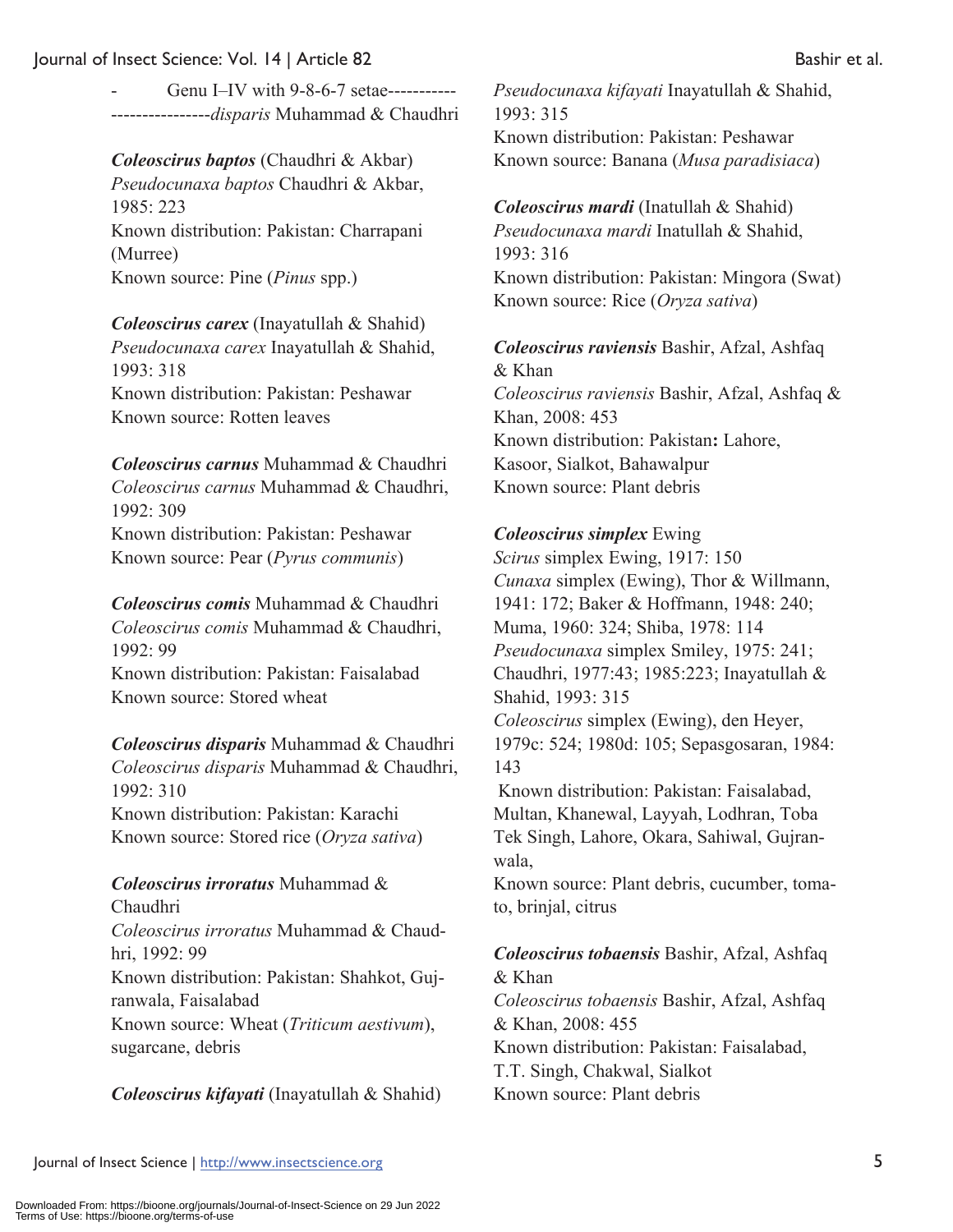- Genu I–IV with 9-8-6-7 setae---------------------------*disparis* Muhammad & Chaudhri

***Coleoscirus baptos*** **(Chaudhri & Akbar)**
*Pseudocunaxa baptos* Chaudhri & Akbar, 1985: 223
Known distribution: Pakistan: Charrapani (Murree)
Known source: Pine (*Pinus* spp.)

***Coleoscirus carex*** **(Inayatullah & Shahid)**
*Pseudocunaxa carex* Inayatullah & Shahid, 1993: 318
Known distribution: Pakistan: Peshawar
Known source: Rotten leaves

***Coleoscirus carnus*** **Muhammad & Chaudhri**
*Coleoscirus carnus* Muhammad & Chaudhri, 1992: 309
Known distribution: Pakistan: Peshawar
Known source: Pear (*Pyrus communis*)

***Coleoscirus comis*** **Muhammad & Chaudhri**
*Coleoscirus comis* Muhammad & Chaudhri, 1992: 99
Known distribution: Pakistan: Faisalabad
Known source: Stored wheat

***Coleoscirus disparis*** **Muhammad & Chaudhri**
*Coleoscirus disparis* Muhammad & Chaudhri, 1992: 310
Known distribution: Pakistan: Karachi
Known source: Stored rice (*Oryza sativa*)

***Coleoscirus irroratus*** **Muhammad & Chaudhri**
*Coleoscirus irroratus* Muhammad & Chaudhri, 1992: 99
Known distribution: Pakistan: Shahkot, Gujranwala, Faisalabad
Known source: Wheat (*Triticum aestivum*), sugarcane, debris

***Coleoscirus kifayati*** **(Inayatullah & Shahid)**
*Pseudocunaxa kifayati* Inayatullah & Shahid, 1993: 315
Known distribution: Pakistan: Peshawar
Known source: Banana (*Musa paradisiaca*)

***Coleoscirus mardi*** **(Inatullah & Shahid)**
*Pseudocunaxa mardi* Inatullah & Shahid, 1993: 316
Known distribution: Pakistan: Mingora (Swat)
Known source: Rice (*Oryza sativa*)

***Coleoscirus raviensis*** **Bashir, Afzal, Ashfaq & Khan**
*Coleoscirus raviensis* Bashir, Afzal, Ashfaq & Khan, 2008: 453
Known distribution: Pakistan**:** Lahore, Kasoor, Sialkot, Bahawalpur
Known source: Plant debris

***Coleoscirus simplex*** **Ewing**
*Scirus* simplex Ewing, 1917: 150
*Cunaxa* simplex (Ewing), Thor & Willmann, 1941: 172; Baker & Hoffmann, 1948: 240; Muma, 1960: 324; Shiba, 1978: 114
*Pseudocunaxa* simplex Smiley, 1975: 241; Chaudhri, 1977:43; 1985:223; Inayatullah & Shahid, 1993: 315
*Coleoscirus* simplex (Ewing), den Heyer, 1979c: 524; 1980d: 105; Sepasgosaran, 1984: 143
Known distribution: Pakistan: Faisalabad, Multan, Khanewal, Layyah, Lodhran, Toba Tek Singh, Lahore, Okara, Sahiwal, Gujranwala,
Known source: Plant debris, cucumber, tomato, brinjal, citrus

***Coleoscirus tobaensis*** **Bashir, Afzal, Ashfaq & Khan**
*Coleoscirus tobaensis* Bashir, Afzal, Ashfaq & Khan, 2008: 455
Known distribution: Pakistan: Faisalabad, T.T. Singh, Chakwal, Sialkot
Known source: Plant debris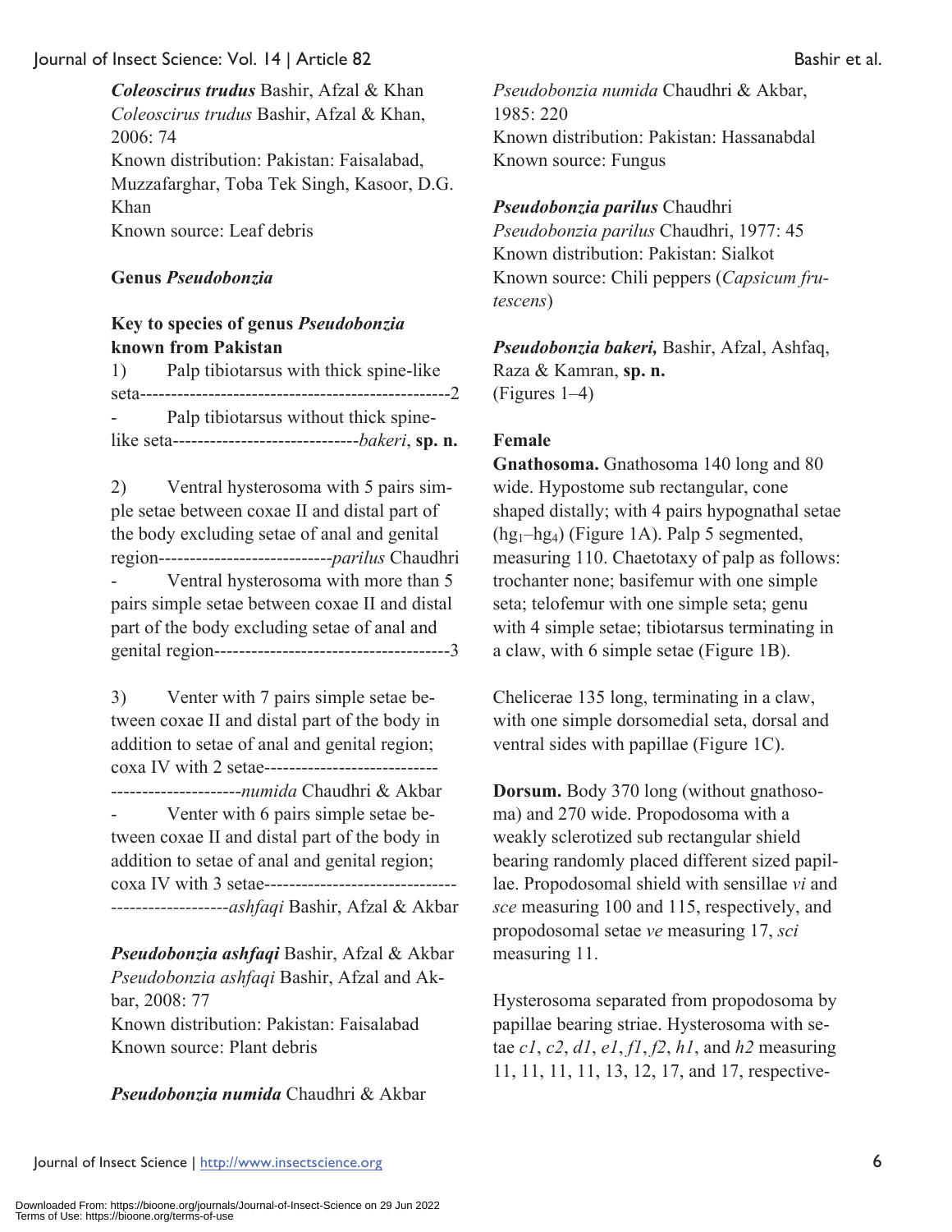***Coleoscirus trudus*** Bashir, Afzal & Khan
*Coleoscirus trudus* Bashir, Afzal & Khan, 2006: 74
Known distribution: Pakistan: Faisalabad, Muzzafarghar, Toba Tek Singh, Kasoor, D.G. Khan
Known source: Leaf debris

**Genus *Pseudobonzia***

**Key to species of genus *Pseudobonzia* known from Pakistan**

1) Palp tibiotarsus with thick spine-like seta--------------------------------------------------2
- Palp tibiotarsus without thick spine-like seta------------------------------*bakeri*, **sp. n.**

2) Ventral hysterosoma with 5 pairs simple setae between coxae II and distal part of the body excluding setae of anal and genital region---------------------------*parilus* Chaudhri
- Ventral hysterosoma with more than 5 pairs simple setae between coxae II and distal part of the body excluding setae of anal and genital region--------------------------------------3

3) Venter with 7 pairs simple setae between coxae II and distal part of the body in addition to setae of anal and genital region; coxa IV with 2 setae----------------------------------------------------*numida* Chaudhri & Akbar
- Venter with 6 pairs simple setae between coxae II and distal part of the body in addition to setae of anal and genital region; coxa IV with 3 setae--------------------------------------------------*ashfaqi* Bashir, Afzal & Akbar

***Pseudobonzia ashfaqi*** Bashir, Afzal & Akbar
*Pseudobonzia ashfaqi* Bashir, Afzal and Akbar, 2008: 77
Known distribution: Pakistan: Faisalabad
Known source: Plant debris

***Pseudobonzia numida*** Chaudhri & Akbar
*Pseudobonzia numida* Chaudhri & Akbar, 1985: 220
Known distribution: Pakistan: Hassanabdal
Known source: Fungus

***Pseudobonzia parilus*** Chaudhri
*Pseudobonzia parilus* Chaudhri, 1977: 45
Known distribution: Pakistan: Sialkot
Known source: Chili peppers (*Capsicum frutescens*)

***Pseudobonzia bakeri,*** Bashir, Afzal, Ashfaq, Raza & Kamran, **sp. n.**
(Figures 1–4)

**Female**

**Gnathosoma.** Gnathosoma 140 long and 80 wide. Hypostome sub rectangular, cone shaped distally; with 4 pairs hypognathal setae ($hg_1$–$hg_4$) (Figure 1A). Palp 5 segmented, measuring 110. Chaetotaxy of palp as follows: trochanter none; basifemur with one simple seta; telofemur with one simple seta; genu with 4 simple setae; tibiotarsus terminating in a claw, with 6 simple setae (Figure 1B).

Chelicerae 135 long, terminating in a claw, with one simple dorsomedial seta, dorsal and ventral sides with papillae (Figure 1C).

**Dorsum.** Body 370 long (without gnathosoma) and 270 wide. Propodosoma with a weakly sclerotized sub rectangular shield bearing randomly placed different sized papillae. Propodosomal shield with sensillae *vi* and *sce* measuring 100 and 115, respectively, and propodosomal setae *ve* measuring 17, *sci* measuring 11.

Hysterosoma separated from propodosoma by papillae bearing striae. Hysterosoma with setae *c1*, *c2*, *d1*, *e1*, *f1*, *f2*, *h1*, and *h2* measuring 11, 11, 11, 11, 13, 12, 17, and 17, respective-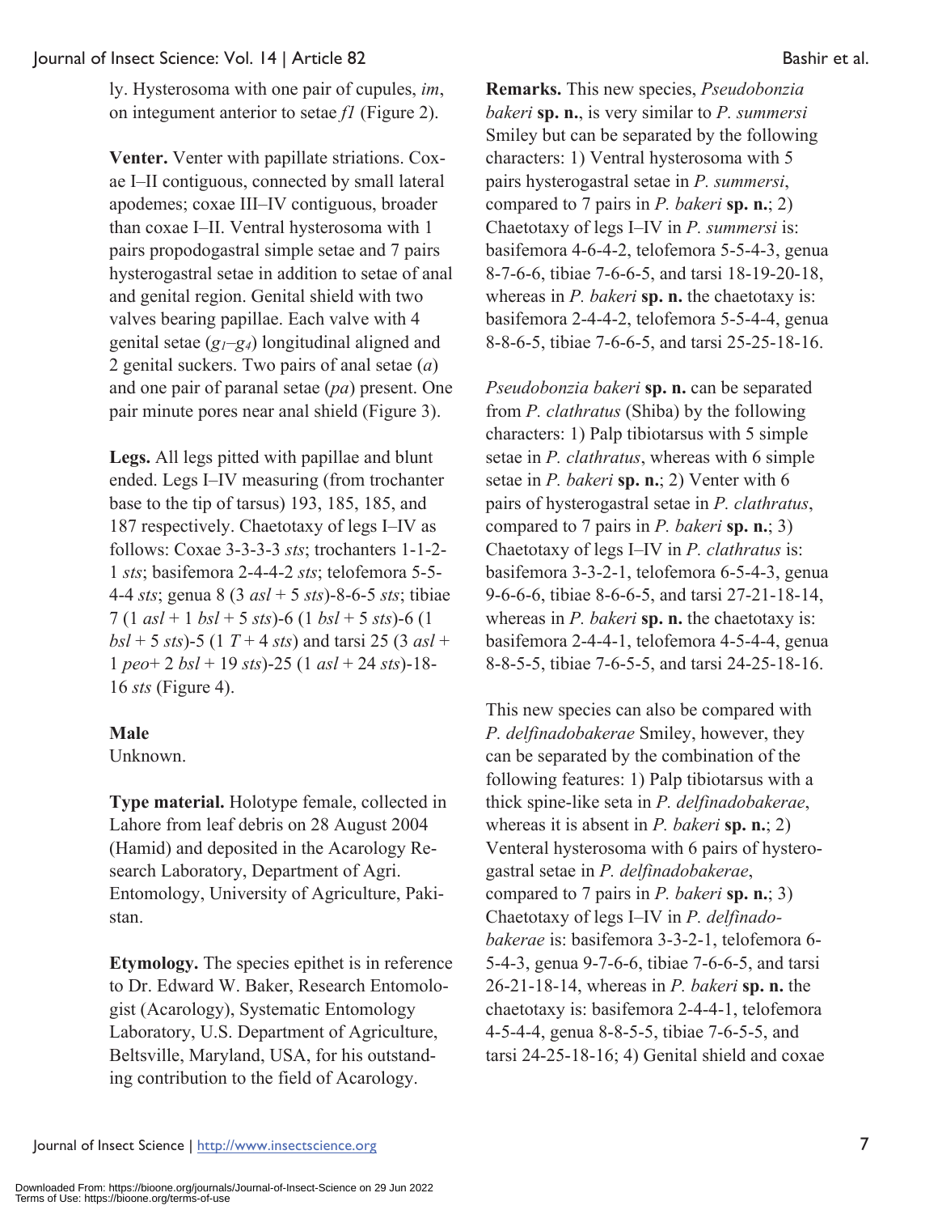ly. Hysterosoma with one pair of cupules, *im*, on integument anterior to setae *f1* (Figure 2).

**Venter.** Venter with papillate striations. Coxae I–II contiguous, connected by small lateral apodemes; coxae III–IV contiguous, broader than coxae I–II. Ventral hysterosoma with 1 pairs propodogastral simple setae and 7 pairs hysterogastral setae in addition to setae of anal and genital region. Genital shield with two valves bearing papillae. Each valve with 4 genital setae ($g_1$–$g_4$) longitudinal aligned and 2 genital suckers. Two pairs of anal setae (*a*) and one pair of paranal setae (*pa*) present. One pair minute pores near anal shield (Figure 3).

**Legs.** All legs pitted with papillae and blunt ended. Legs I–IV measuring (from trochanter base to the tip of tarsus) 193, 185, 185, and 187 respectively. Chaetotaxy of legs I–IV as follows: Coxae 3-3-3-3 *sts*; trochanters 1-1-2-1 *sts*; basifemora 2-4-4-2 *sts*; telofemora 5-5-4-4 *sts*; genua 8 (3 *asl* + 5 *sts*)-8-6-5 *sts*; tibiae 7 (1 *asl* + 1 *bsl* + 5 *sts*)-6 (1 *bsl* + 5 *sts*)-6 (1 *bsl* + 5 *sts*)-5 (1 *T* + 4 *sts*) and tarsi 25 (3 *asl* + 1 *peo*+ 2 *bsl* + 19 *sts*)-25 (1 *asl* + 24 *sts*)-18-16 *sts* (Figure 4).

**Male**
Unknown.

**Type material.** Holotype female, collected in Lahore from leaf debris on 28 August 2004 (Hamid) and deposited in the Acarology Research Laboratory, Department of Agri. Entomology, University of Agriculture, Pakistan.

**Etymology.** The species epithet is in reference to Dr. Edward W. Baker, Research Entomologist (Acarology), Systematic Entomology Laboratory, U.S. Department of Agriculture, Beltsville, Maryland, USA, for his outstanding contribution to the field of Acarology.

**Remarks.** This new species, *Pseudobonzia bakeri* **sp. n.**, is very similar to *P. summersi* Smiley but can be separated by the following characters: 1) Ventral hysterosoma with 5 pairs hysterogastral setae in *P. summersi*, compared to 7 pairs in *P. bakeri* **sp. n.**; 2) Chaetotaxy of legs I–IV in *P. summersi* is: basifemora 4-6-4-2, telofemora 5-5-4-3, genua 8-7-6-6, tibiae 7-6-6-5, and tarsi 18-19-20-18, whereas in *P. bakeri* **sp. n.** the chaetotaxy is: basifemora 2-4-4-2, telofemora 5-5-4-4, genua 8-8-6-5, tibiae 7-6-6-5, and tarsi 25-25-18-16.

*Pseudobonzia bakeri* **sp. n.** can be separated from *P. clathratus* (Shiba) by the following characters: 1) Palp tibiotarsus with 5 simple setae in *P. clathratus*, whereas with 6 simple setae in *P. bakeri* **sp. n.**; 2) Venter with 6 pairs of hysterogastral setae in *P. clathratus*, compared to 7 pairs in *P. bakeri* **sp. n.**; 3) Chaetotaxy of legs I–IV in *P. clathratus* is: basifemora 3-3-2-1, telofemora 6-5-4-3, genua 9-6-6-6, tibiae 8-6-6-5, and tarsi 27-21-18-14, whereas in *P. bakeri* **sp. n.** the chaetotaxy is: basifemora 2-4-4-1, telofemora 4-5-4-4, genua 8-8-5-5, tibiae 7-6-5-5, and tarsi 24-25-18-16.

This new species can also be compared with *P. delfinadobakerae* Smiley, however, they can be separated by the combination of the following features: 1) Palp tibiotarsus with a thick spine-like seta in *P. delfinadobakerae*, whereas it is absent in *P. bakeri* **sp. n.**; 2) Venteral hysterosoma with 6 pairs of hysterogastral setae in *P. delfinadobakerae*, compared to 7 pairs in *P. bakeri* **sp. n.**; 3) Chaetotaxy of legs I–IV in *P. delfinadobakerae* is: basifemora 3-3-2-1, telofemora 6-5-4-3, genua 9-7-6-6, tibiae 7-6-6-5, and tarsi 26-21-18-14, whereas in *P. bakeri* **sp. n.** the chaetotaxy is: basifemora 2-4-4-1, telofemora 4-5-4-4, genua 8-8-5-5, tibiae 7-6-5-5, and tarsi 24-25-18-16; 4) Genital shield and coxae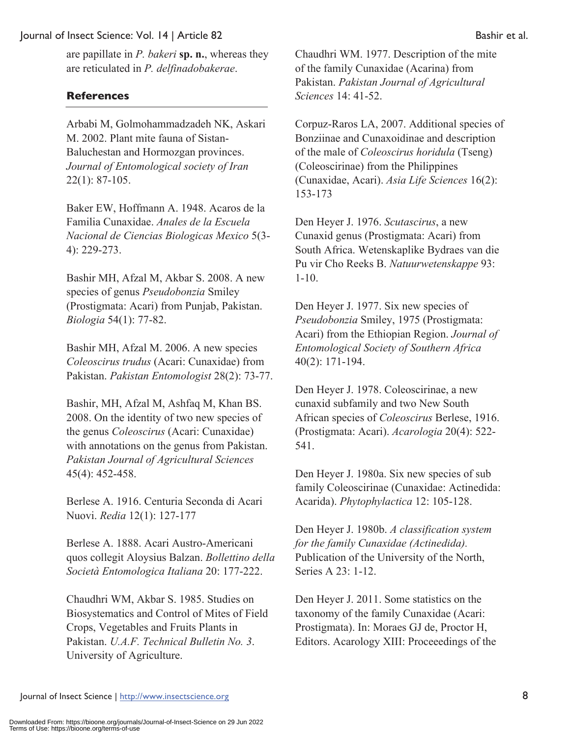are papillate in *P. bakeri* **sp. n.**, whereas they are reticulated in *P. delfinadobakerae*.

## References

Arbabi M, Golmohammadzadeh NK, Askari M. 2002. Plant mite fauna of Sistan-Baluchestan and Hormozgan provinces. *Journal of Entomological society of Iran* 22(1): 87-105.

Baker EW, Hoffmann A. 1948. Acaros de la Familia Cunaxidae. *Anales de la Escuela Nacional de Ciencias Biologicas Mexico* 5(3-4): 229-273.

Bashir MH, Afzal M, Akbar S. 2008. A new species of genus *Pseudobonzia* Smiley (Prostigmata: Acari) from Punjab, Pakistan. *Biologia* 54(1): 77-82.

Bashir MH, Afzal M. 2006. A new species *Coleoscirus trudus* (Acari: Cunaxidae) from Pakistan. *Pakistan Entomologist* 28(2): 73-77.

Bashir, MH, Afzal M, Ashfaq M, Khan BS. 2008. On the identity of two new species of the genus *Coleoscirus* (Acari: Cunaxidae) with annotations on the genus from Pakistan. *Pakistan Journal of Agricultural Sciences* 45(4): 452-458.

Berlese A. 1916. Centuria Seconda di Acari Nuovi. *Redia* 12(1): 127-177

Berlese A. 1888. Acari Austro-Americani quos collegit Aloysius Balzan. *Bollettino della Società Entomologica Italiana* 20: 177-222.

Chaudhri WM, Akbar S. 1985. Studies on Biosystematics and Control of Mites of Field Crops, Vegetables and Fruits Plants in Pakistan. *U.A.F. Technical Bulletin No. 3*. University of Agriculture.

Chaudhri WM. 1977. Description of the mite of the family Cunaxidae (Acarina) from Pakistan. *Pakistan Journal of Agricultural Sciences* 14: 41-52.

Corpuz-Raros LA, 2007. Additional species of Bonziinae and Cunaxoidinae and description of the male of *Coleoscirus horidula* (Tseng) (Coleoscirinae) from the Philippines (Cunaxidae, Acari). *Asia Life Sciences* 16(2): 153-173

Den Heyer J. 1976. *Scutascirus*, a new Cunaxid genus (Prostigmata: Acari) from South Africa. Wetenskaplike Bydraes van die Pu vir Cho Reeks B. *Natuurwetenskappe* 93: 1-10.

Den Heyer J. 1977. Six new species of *Pseudobonzia* Smiley, 1975 (Prostigmata: Acari) from the Ethiopian Region. *Journal of Entomological Society of Southern Africa* 40(2): 171-194.

Den Heyer J. 1978. Coleoscirinae, a new cunaxid subfamily and two New South African species of *Coleoscirus* Berlese, 1916. (Prostigmata: Acari). *Acarologia* 20(4): 522-541.

Den Heyer J. 1980a. Six new species of sub family Coleoscirinae (Cunaxidae: Actinedida: Acarida). *Phytophylactica* 12: 105-128.

Den Heyer J. 1980b. *A classification system for the family Cunaxidae (Actinedida).* Publication of the University of the North, Series A 23: 1-12.

Den Heyer J. 2011. Some statistics on the taxonomy of the family Cunaxidae (Acari: Prostigmata). In: Moraes GJ de, Proctor H, Editors. Acarology XIII: Proceeedings of the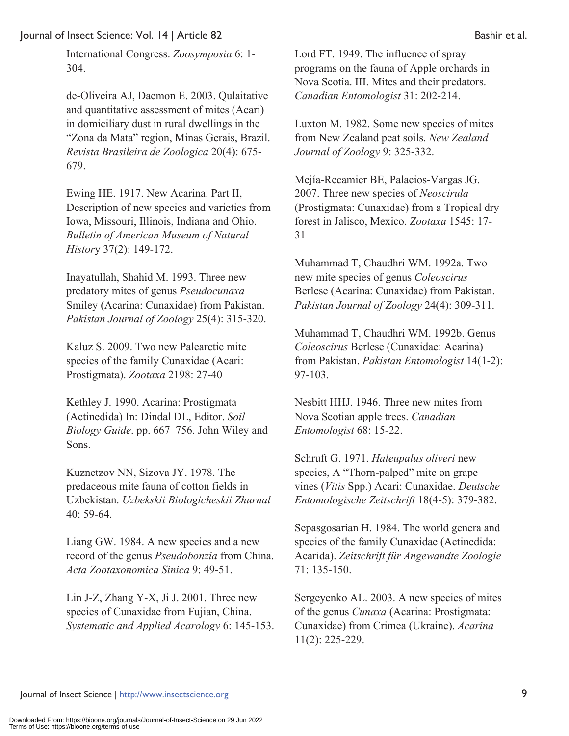International Congress. *Zoosymposia* 6: 1-304.

de-Oliveira AJ, Daemon E. 2003. Qulaitative and quantitative assessment of mites (Acari) in domiciliary dust in rural dwellings in the “Zona da Mata” region, Minas Gerais, Brazil. *Revista Brasileira de Zoologica* 20(4): 675-679.

Ewing HE. 1917. New Acarina. Part II, Description of new species and varieties from Iowa, Missouri, Illinois, Indiana and Ohio. *Bulletin of American Museum of Natural History* 37(2): 149-172.

Inayatullah, Shahid M. 1993. Three new predatory mites of genus *Pseudocunaxa* Smiley (Acarina: Cunaxidae) from Pakistan. *Pakistan Journal of Zoology* 25(4): 315-320.

Kaluz S. 2009. Two new Palearctic mite species of the family Cunaxidae (Acari: Prostigmata). *Zootaxa* 2198: 27-40

Kethley J. 1990. Acarina: Prostigmata (Actinedida) In: Dindal DL, Editor. *Soil Biology Guide*. pp. 667–756. John Wiley and Sons.

Kuznetzov NN, Sizova JY. 1978. The predaceous mite fauna of cotton fields in Uzbekistan. *Uzbekskii Biologicheskii Zhurnal* 40: 59-64.

Liang GW. 1984. A new species and a new record of the genus *Pseudobonzia* from China. *Acta Zootaxonomica Sinica* 9: 49-51.

Lin J-Z, Zhang Y-X, Ji J. 2001. Three new species of Cunaxidae from Fujian, China. *Systematic and Applied Acarology* 6: 145-153.

Lord FT. 1949. The influence of spray programs on the fauna of Apple orchards in Nova Scotia. III. Mites and their predators. *Canadian Entomologist* 31: 202-214.

Luxton M. 1982. Some new species of mites from New Zealand peat soils. *New Zealand Journal of Zoology* 9: 325-332.

Mejía-Recamier BE, Palacios-Vargas JG. 2007. Three new species of *Neoscirula* (Prostigmata: Cunaxidae) from a Tropical dry forest in Jalisco, Mexico. *Zootaxa* 1545: 17-31

Muhammad T, Chaudhri WM. 1992a. Two new mite species of genus *Coleoscirus* Berlese (Acarina: Cunaxidae) from Pakistan. *Pakistan Journal of Zoology* 24(4): 309-311.

Muhammad T, Chaudhri WM. 1992b. Genus *Coleoscirus* Berlese (Cunaxidae: Acarina) from Pakistan. *Pakistan Entomologist* 14(1-2): 97-103.

Nesbitt HHJ. 1946. Three new mites from Nova Scotian apple trees. *Canadian Entomologist* 68: 15-22.

Schruft G. 1971. *Haleupalus oliveri* new species, A “Thorn-palped” mite on grape vines (*Vitis* Spp.) Acari: Cunaxidae. *Deutsche Entomologische Zeitschrift* 18(4-5): 379-382.

Sepasgosarian H. 1984. The world genera and species of the family Cunaxidae (Actinedida: Acarida). *Zeitschrift für Angewandte Zoologie* 71: 135-150.

Sergeyenko AL. 2003. A new species of mites of the genus *Cunaxa* (Acarina: Prostigmata: Cunaxidae) from Crimea (Ukraine). *Acarina* 11(2): 225-229.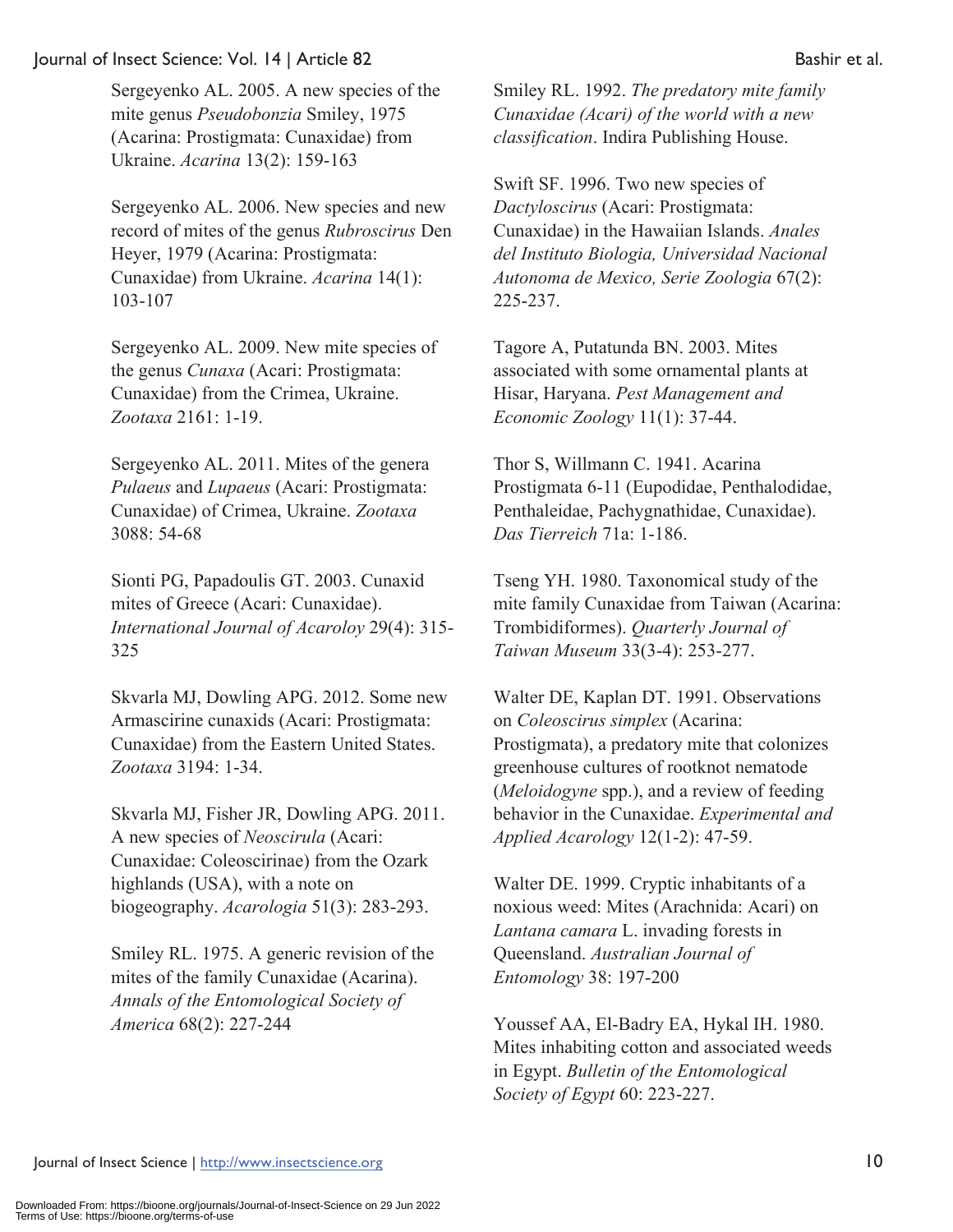Sergeyenko AL. 2005. A new species of the mite genus *Pseudobonzia* Smiley, 1975 (Acarina: Prostigmata: Cunaxidae) from Ukraine. *Acarina* 13(2): 159-163

Sergeyenko AL. 2006. New species and new record of mites of the genus *Rubroscirus* Den Heyer, 1979 (Acarina: Prostigmata: Cunaxidae) from Ukraine. *Acarina* 14(1): 103-107

Sergeyenko AL. 2009. New mite species of the genus *Cunaxa* (Acari: Prostigmata: Cunaxidae) from the Crimea, Ukraine. *Zootaxa* 2161: 1-19.

Sergeyenko AL. 2011. Mites of the genera *Pulaeus* and *Lupaeus* (Acari: Prostigmata: Cunaxidae) of Crimea, Ukraine. *Zootaxa* 3088: 54-68

Sionti PG, Papadoulis GT. 2003. Cunaxid mites of Greece (Acari: Cunaxidae). *International Journal of Acaroloy* 29(4): 315-325

Skvarla MJ, Dowling APG. 2012. Some new Armascirine cunaxids (Acari: Prostigmata: Cunaxidae) from the Eastern United States. *Zootaxa* 3194: 1-34.

Skvarla MJ, Fisher JR, Dowling APG. 2011. A new species of *Neoscirula* (Acari: Cunaxidae: Coleoscirinae) from the Ozark highlands (USA), with a note on biogeography. *Acarologia* 51(3): 283-293.

Smiley RL. 1975. A generic revision of the mites of the family Cunaxidae (Acarina). *Annals of the Entomological Society of America* 68(2): 227-244

Smiley RL. 1992. *The predatory mite family Cunaxidae (Acari) of the world with a new classification*. Indira Publishing House.

Swift SF. 1996. Two new species of *Dactyloscirus* (Acari: Prostigmata: Cunaxidae) in the Hawaiian Islands. *Anales del Instituto Biologia, Universidad Nacional Autonoma de Mexico, Serie Zoologia* 67(2): 225-237.

Tagore A, Putatunda BN. 2003. Mites associated with some ornamental plants at Hisar, Haryana. *Pest Management and Economic Zoology* 11(1): 37-44.

Thor S, Willmann C. 1941. Acarina Prostigmata 6-11 (Eupodidae, Penthalodidae, Penthaleidae, Pachygnathidae, Cunaxidae). *Das Tierreich* 71a: 1-186.

Tseng YH. 1980. Taxonomical study of the mite family Cunaxidae from Taiwan (Acarina: Trombidiformes). *Quarterly Journal of Taiwan Museum* 33(3-4): 253-277.

Walter DE, Kaplan DT. 1991. Observations on *Coleoscirus simplex* (Acarina: Prostigmata), a predatory mite that colonizes greenhouse cultures of rootknot nematode (*Meloidogyne* spp.), and a review of feeding behavior in the Cunaxidae. *Experimental and Applied Acarology* 12(1-2): 47-59.

Walter DE. 1999. Cryptic inhabitants of a noxious weed: Mites (Arachnida: Acari) on *Lantana camara* L. invading forests in Queensland. *Australian Journal of Entomology* 38: 197-200

Youssef AA, El-Badry EA, Hykal IH. 1980. Mites inhabiting cotton and associated weeds in Egypt. *Bulletin of the Entomological Society of Egypt* 60: 223-227.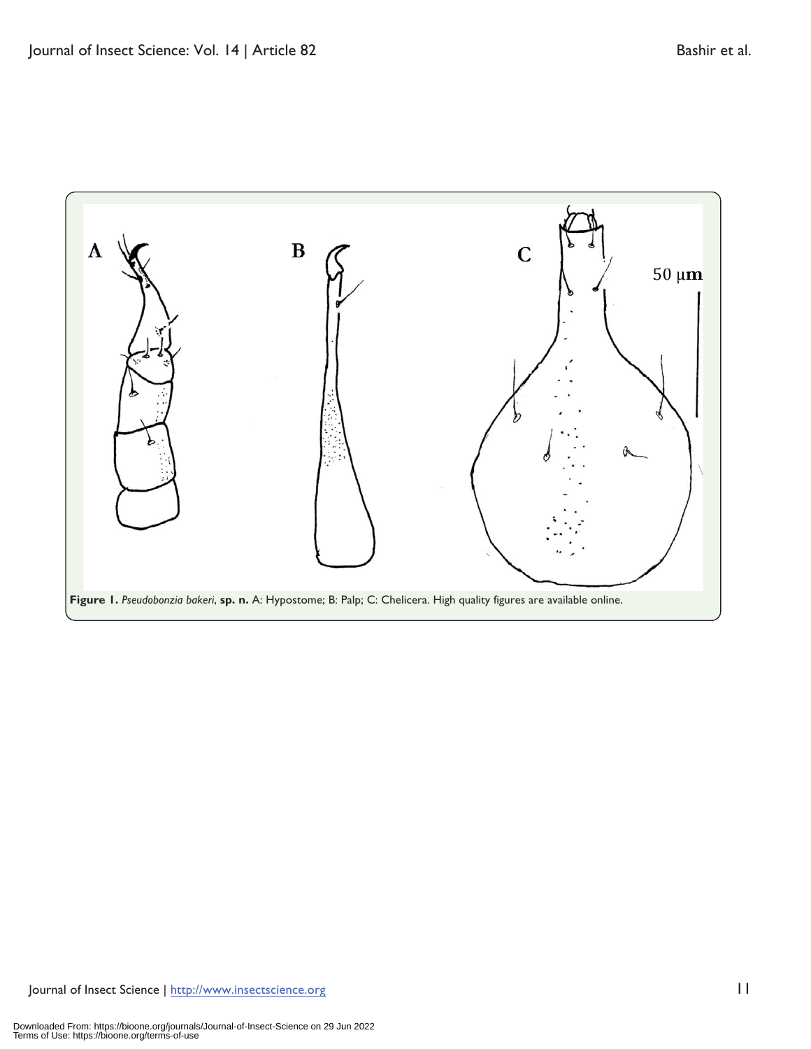**Figure 1.** *Pseudobonzia bakeri*, **sp. n.** A: Hypostome; B: Palp; C: Chelicera. High quality figures are available online.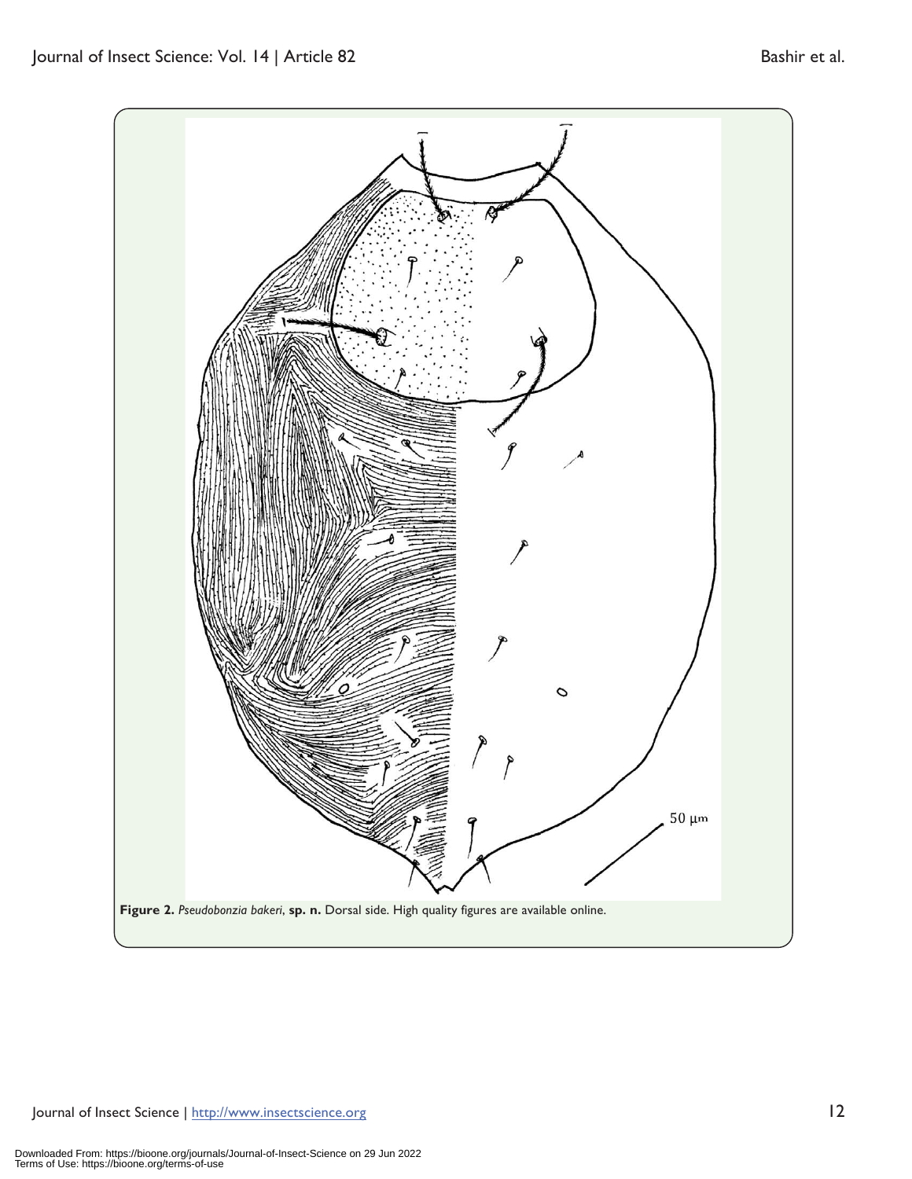**Figure 2.** *Pseudobonzia bakeri*, **sp. n.** Dorsal side. High quality figures are available online.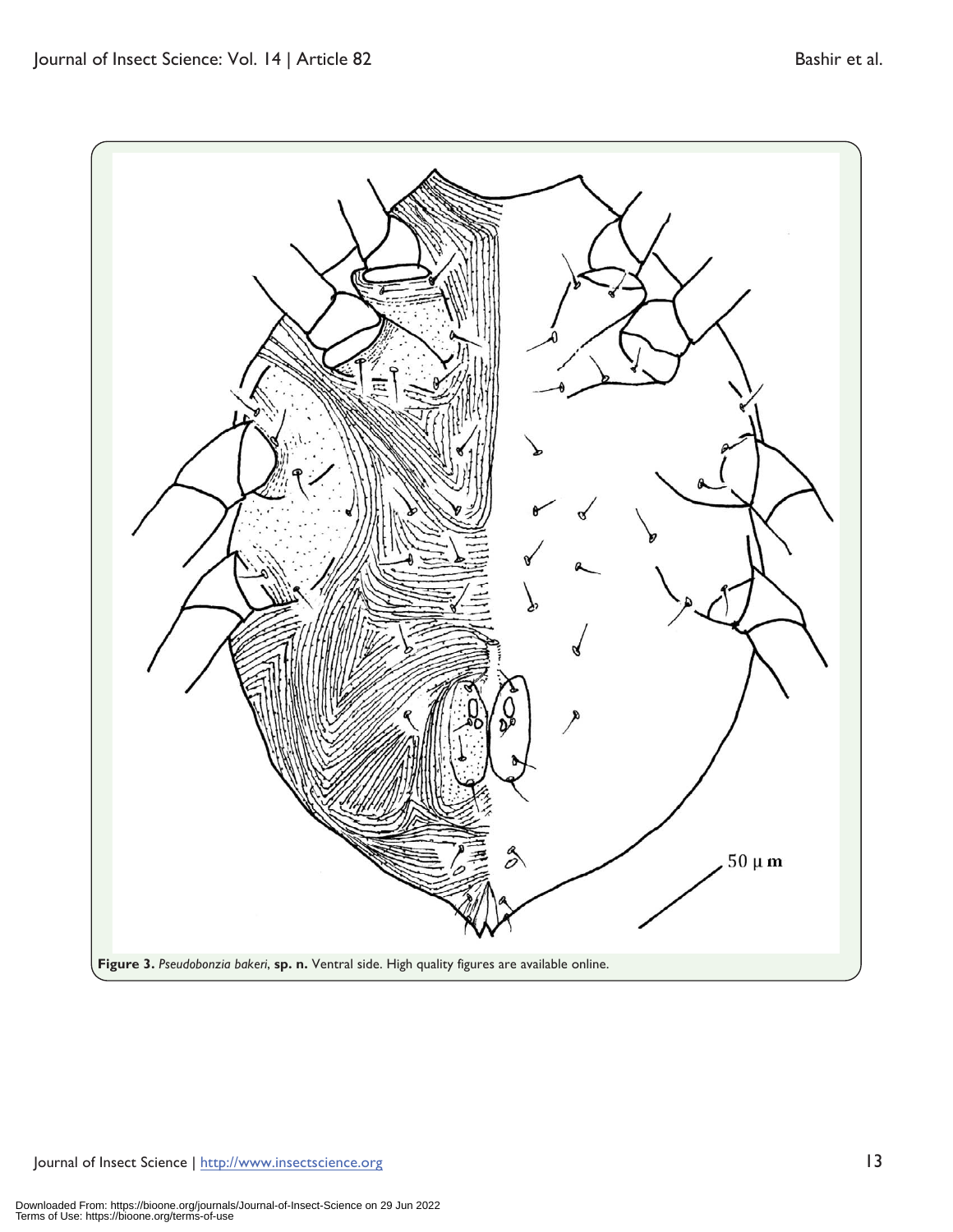**Figure 3.** *Pseudobonzia bakeri*, **sp. n.** Ventral side. High quality figures are available online.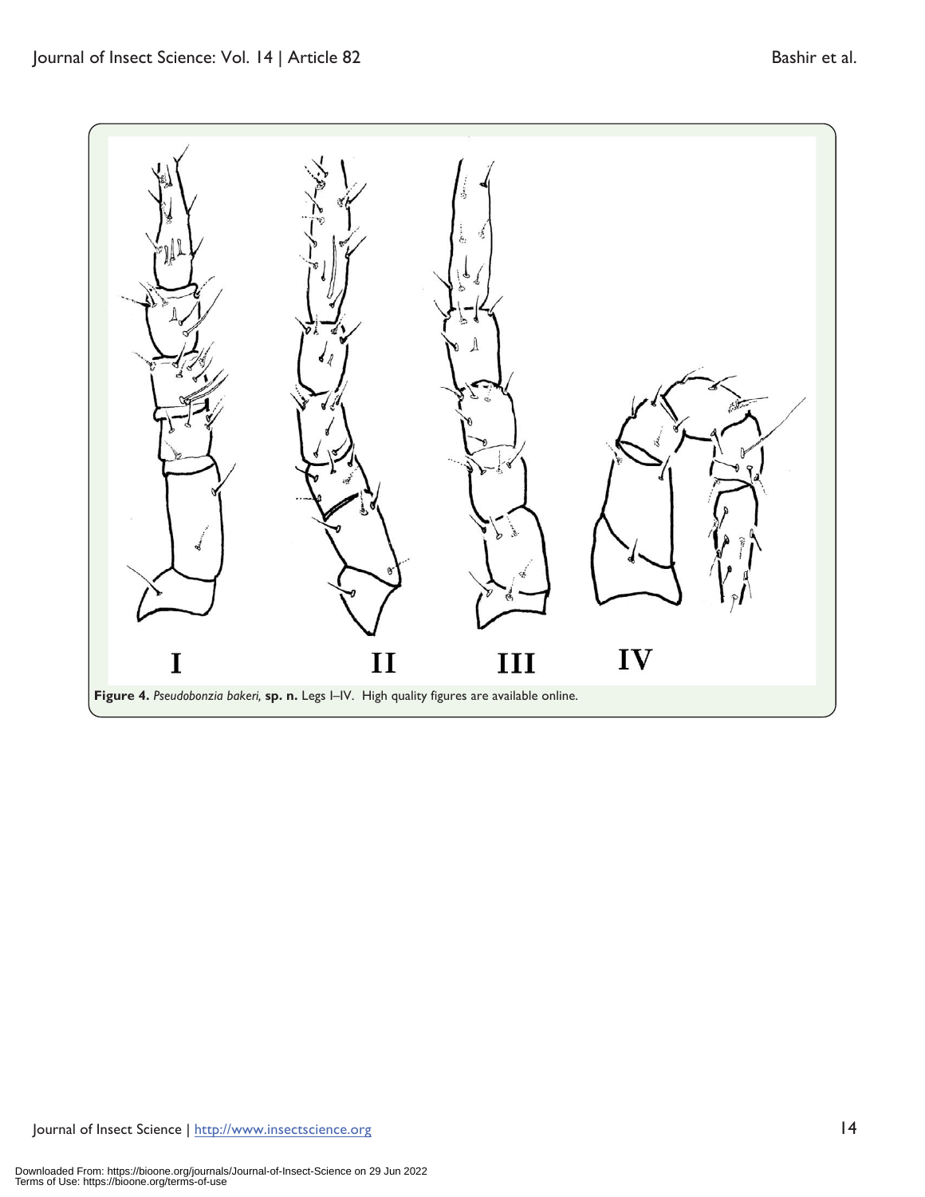I

II

III

IV

**Figure 4.** *Pseudobonzia bakeri,* **sp. n.** Legs I–IV. High quality figures are available online.